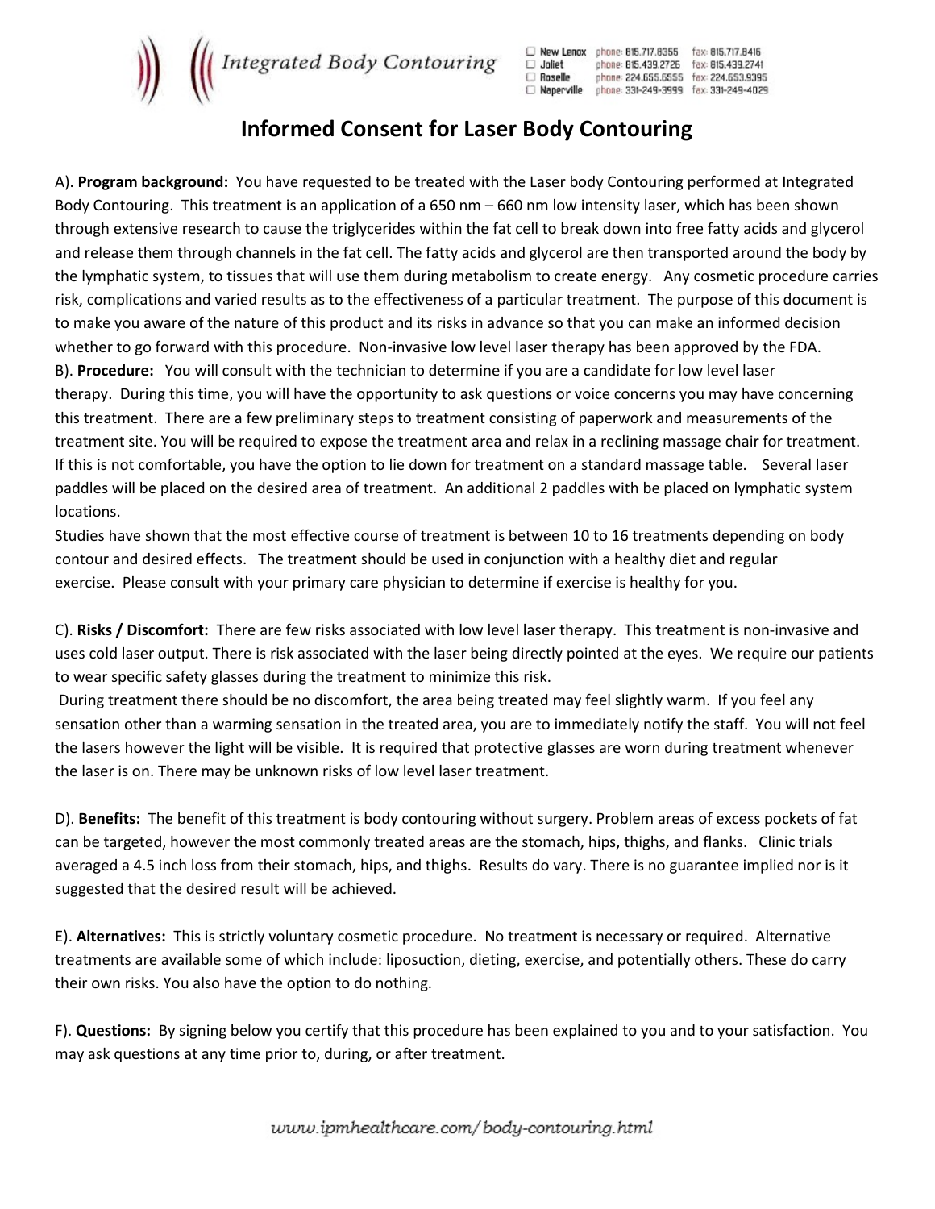Integrated Body Contouring

| | | |
|---|---|---|
| ☐ New Lenox | phone: 815.717.8355 | fax: 815.717.8416 |
| ☐ Joliet | phone: 815.439.2726 | fax: 815.439.2741 |
| ☐ Roselle | phone: 224.655.6555 | fax: 224.653.9395 |
| ☐ Naperville | phone: 331-249-3999 | fax: 331-249-4029 |

# Informed Consent for Laser Body Contouring

A). **Program background:** You have requested to be treated with the Laser body Contouring performed at Integrated Body Contouring. This treatment is an application of a 650 nm – 660 nm low intensity laser, which has been shown through extensive research to cause the triglycerides within the fat cell to break down into free fatty acids and glycerol and release them through channels in the fat cell. The fatty acids and glycerol are then transported around the body by the lymphatic system, to tissues that will use them during metabolism to create energy. Any cosmetic procedure carries risk, complications and varied results as to the effectiveness of a particular treatment. The purpose of this document is to make you aware of the nature of this product and its risks in advance so that you can make an informed decision whether to go forward with this procedure. Non-invasive low level laser therapy has been approved by the FDA.

B). **Procedure:** You will consult with the technician to determine if you are a candidate for low level laser therapy. During this time, you will have the opportunity to ask questions or voice concerns you may have concerning this treatment. There are a few preliminary steps to treatment consisting of paperwork and measurements of the treatment site. You will be required to expose the treatment area and relax in a reclining massage chair for treatment. If this is not comfortable, you have the option to lie down for treatment on a standard massage table. Several laser paddles will be placed on the desired area of treatment. An additional 2 paddles with be placed on lymphatic system locations.

Studies have shown that the most effective course of treatment is between 10 to 16 treatments depending on body contour and desired effects. The treatment should be used in conjunction with a healthy diet and regular exercise. Please consult with your primary care physician to determine if exercise is healthy for you.

C). **Risks / Discomfort:** There are few risks associated with low level laser therapy. This treatment is non-invasive and uses cold laser output. There is risk associated with the laser being directly pointed at the eyes. We require our patients to wear specific safety glasses during the treatment to minimize this risk.

During treatment there should be no discomfort, the area being treated may feel slightly warm. If you feel any sensation other than a warming sensation in the treated area, you are to immediately notify the staff. You will not feel the lasers however the light will be visible. It is required that protective glasses are worn during treatment whenever the laser is on. There may be unknown risks of low level laser treatment.

D). **Benefits:** The benefit of this treatment is body contouring without surgery. Problem areas of excess pockets of fat can be targeted, however the most commonly treated areas are the stomach, hips, thighs, and flanks. Clinic trials averaged a 4.5 inch loss from their stomach, hips, and thighs. Results do vary. There is no guarantee implied nor is it suggested that the desired result will be achieved.

E). **Alternatives:** This is strictly voluntary cosmetic procedure. No treatment is necessary or required. Alternative treatments are available some of which include: liposuction, dieting, exercise, and potentially others. These do carry their own risks. You also have the option to do nothing.

F). **Questions:** By signing below you certify that this procedure has been explained to you and to your satisfaction. You may ask questions at any time prior to, during, or after treatment.

www.ipmhealthcare.com/body-contouring.html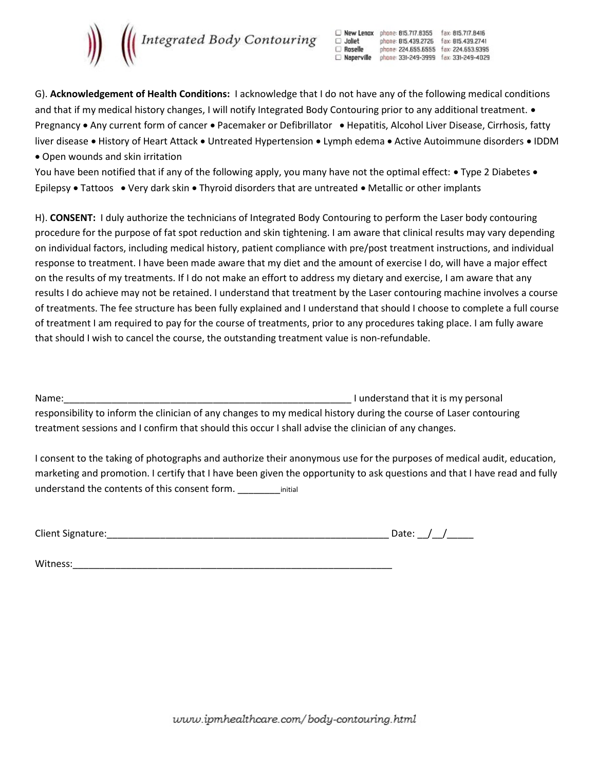Integrated Body Contouring

☐ New Lenox phone: 815.717.8355 fax: 815.717.8416
☐ Joliet phone: 815.439.2726 fax: 815.439.2741
☐ Roselle phone: 224.655.6555 fax: 224.653.9395
☐ Naperville phone: 331-249-3999 fax: 331-249-4029

G). **Acknowledgement of Health Conditions:** I acknowledge that I do not have any of the following medical conditions and that if my medical history changes, I will notify Integrated Body Contouring prior to any additional treatment. • Pregnancy • Any current form of cancer • Pacemaker or Defibrillator • Hepatitis, Alcohol Liver Disease, Cirrhosis, fatty liver disease • History of Heart Attack • Untreated Hypertension • Lymph edema • Active Autoimmune disorders • IDDM • Open wounds and skin irritation

You have been notified that if any of the following apply, you many have not the optimal effect: • Type 2 Diabetes • Epilepsy • Tattoos • Very dark skin • Thyroid disorders that are untreated • Metallic or other implants

H). **CONSENT:** I duly authorize the technicians of Integrated Body Contouring to perform the Laser body contouring procedure for the purpose of fat spot reduction and skin tightening. I am aware that clinical results may vary depending on individual factors, including medical history, patient compliance with pre/post treatment instructions, and individual response to treatment. I have been made aware that my diet and the amount of exercise I do, will have a major effect on the results of my treatments. If I do not make an effort to address my dietary and exercise, I am aware that any results I do achieve may not be retained. I understand that treatment by the Laser contouring machine involves a course of treatments. The fee structure has been fully explained and I understand that should I choose to complete a full course of treatment I am required to pay for the course of treatments, prior to any procedures taking place. I am fully aware that should I wish to cancel the course, the outstanding treatment value is non-refundable.

Name:_______________________________________________________ I understand that it is my personal responsibility to inform the clinician of any changes to my medical history during the course of Laser contouring treatment sessions and I confirm that should this occur I shall advise the clinician of any changes.

I consent to the taking of photographs and authorize their anonymous use for the purposes of medical audit, education, marketing and promotion. I certify that I have been given the opportunity to ask questions and that I have read and fully understand the contents of this consent form. ________initial

Client Signature:_______________________________________________________ Date: __/__/_____

Witness:_____________________________________________________________

www.ipmhealthcare.com/body-contouring.html